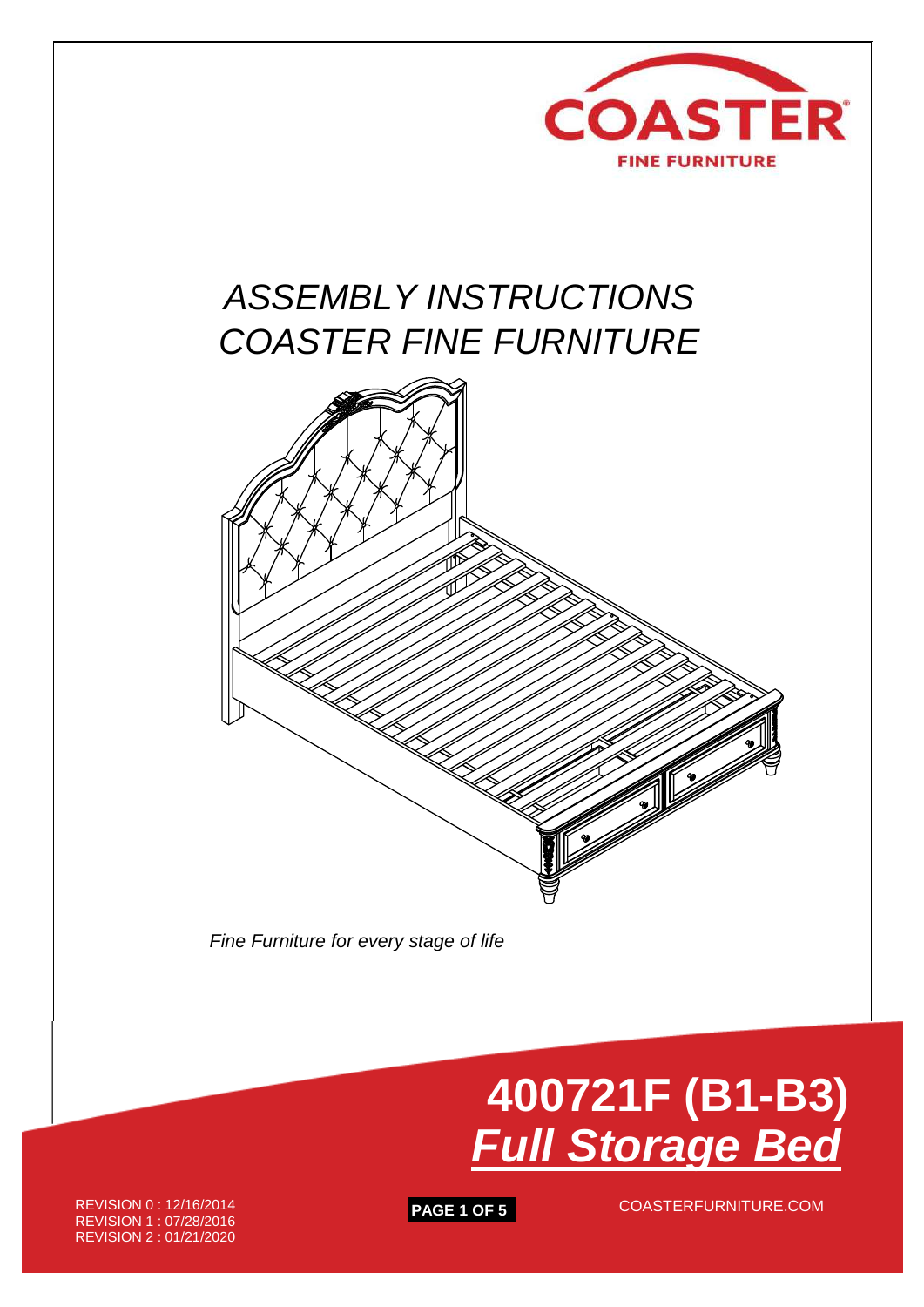COASTER

FINE FURNITURE

# *ASSEMBLY INSTRUCTIONS*
# *COASTER FINE FURNITURE*

*Fine Furniture for every stage of life*

# 400721F (B1-B3)
## ***Full Storage Bed***

REVISION 0 : 12/16/2014
REVISION 1 : 07/28/2016
REVISION 2 : 01/21/2020

COASTERFURNITURE.COM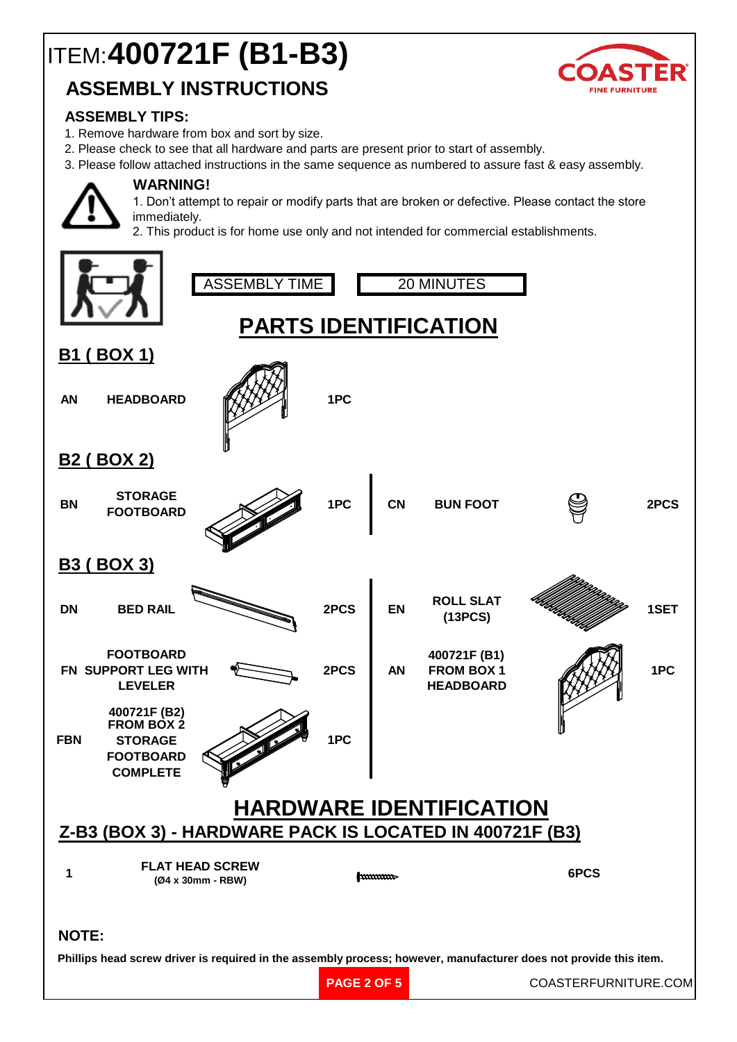# ITEM:**400721F (B1-B3)**

## ASSEMBLY INSTRUCTIONS

COASTER
FINE FURNITURE

### ASSEMBLY TIPS:

1. Remove hardware from box and sort by size.
2. Please check to see that all hardware and parts are present prior to start of assembly.
3. Please follow attached instructions in the same sequence as numbered to assure fast & easy assembly.

**WARNING!**

1. Don't attempt to repair or modify parts that are broken or defective. Please contact the store immediately.
2. This product is for home use only and not intended for commercial establishments.

| ASSEMBLY TIME | 20 MINUTES |
|---|---|

## PARTS IDENTIFICATION

### B1 ( BOX 1)

| | | |
|---|---|---|
| AN | HEADBOARD | 1PC |

### B2 ( BOX 2)

| | | | | | |
|---|---|---|---|---|---|
| BN | STORAGE FOOTBOARD | 1PC | CN | BUN FOOT | 2PCS |

### B3 ( BOX 3)

| | | | | | |
|---|---|---|---|---|---|
| DN | BED RAIL | 2PCS | EN | ROLL SLAT (13PCS) | 1SET |
| FN | FOOTBOARD SUPPORT LEG WITH LEVELER | 2PCS | AN | 400721F (B1) FROM BOX 1 HEADBOARD | 1PC |
| FBN | 400721F (B2) FROM BOX 2 STORAGE FOOTBOARD COMPLETE | 1PC | | | |

## HARDWARE IDENTIFICATION

### Z-B3 (BOX 3) - HARDWARE PACK IS LOCATED IN 400721F (B3)

| | | |
|---|---|---|
| 1 | FLAT HEAD SCREW (Ø4 x 30mm - RBW) | 6PCS |

**NOTE:**

**Phillips head screw driver is required in the assembly process; however, manufacturer does not provide this item.**

COASTERFURNITURE.COM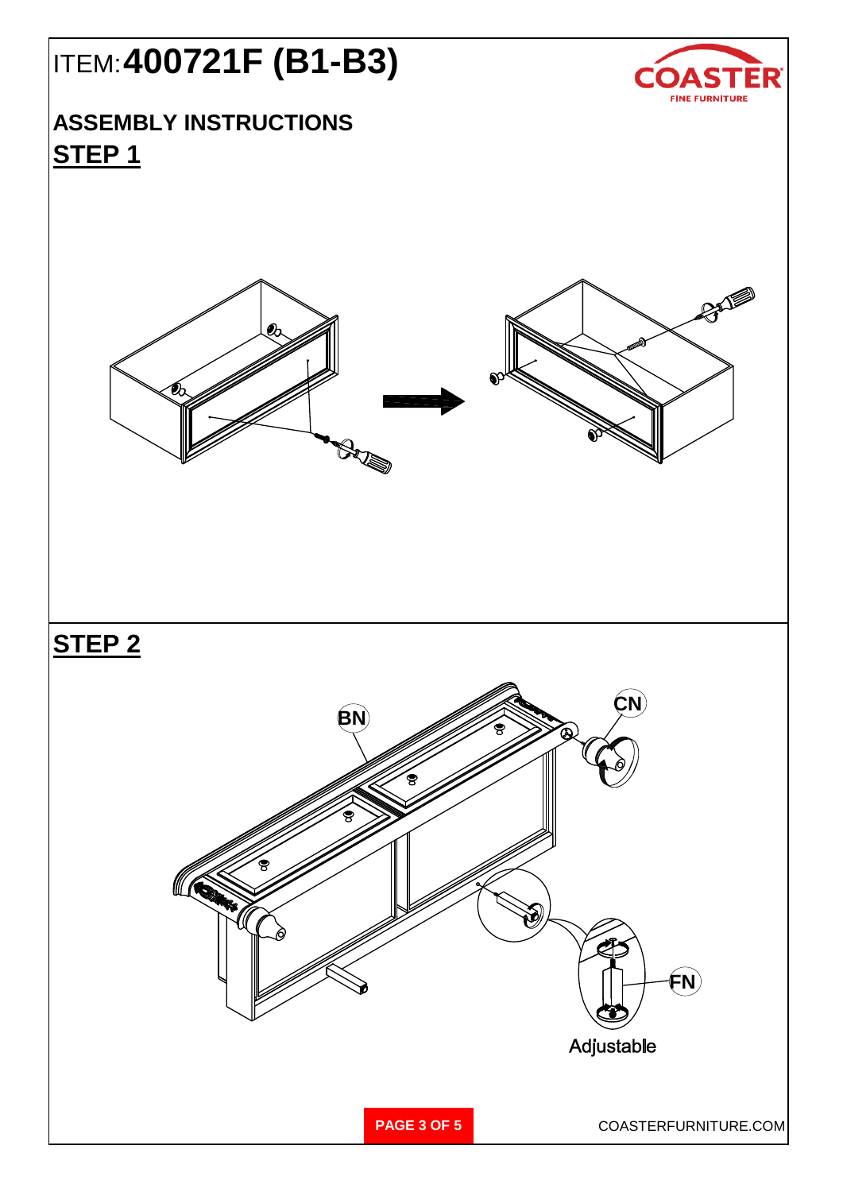# ITEM: 400721F (B1-B3)

COASTER FINE FURNITURE

## ASSEMBLY INSTRUCTIONS

## STEP 1

## STEP 2

BN

CN

FN

Adjustable

COASTERFURNITURE.COM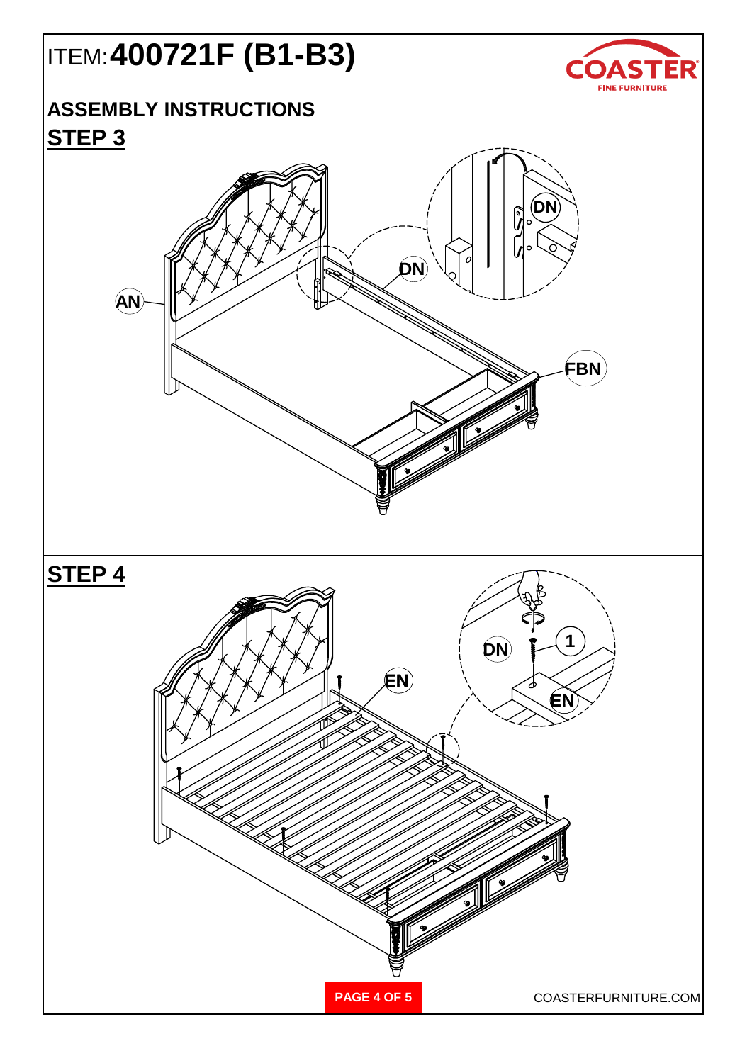# ITEM: 400721F (B1-B3)

## ASSEMBLY INSTRUCTIONS

## STEP 3

AN

DN

DN

FBN

## STEP 4

EN

DN

1

EN

COASTERFURNITURE.COM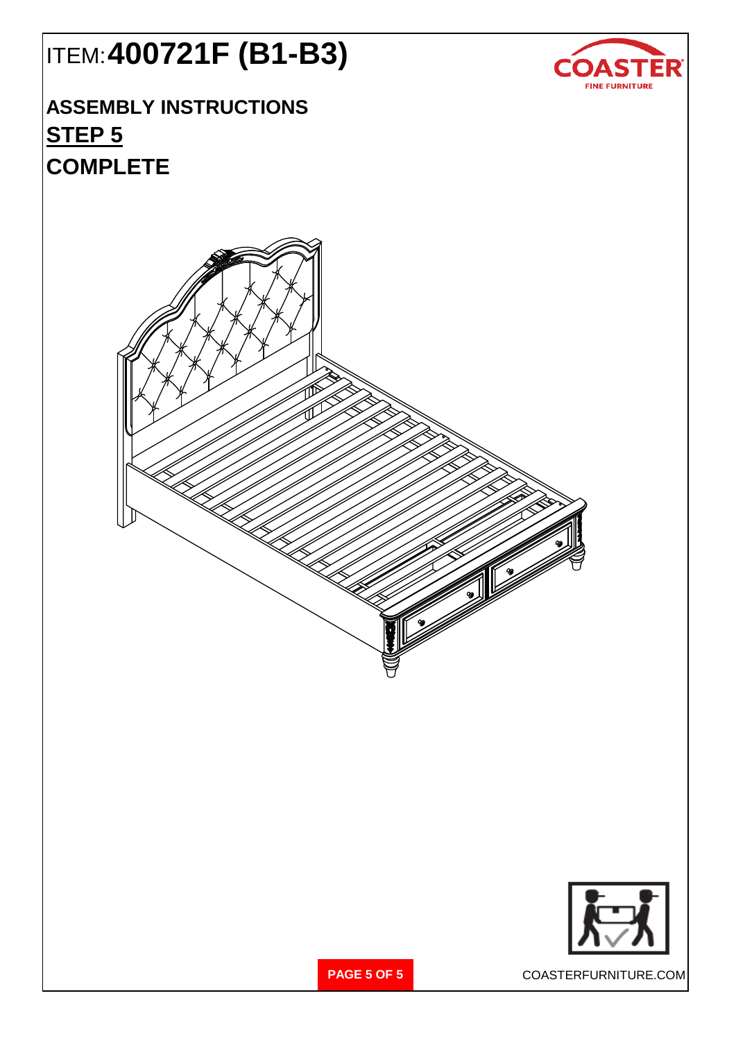# ITEM: **400721F (B1-B3)**

COASTER
FINE FURNITURE

## ASSEMBLY INSTRUCTIONS

## STEP 5

## COMPLETE

COASTERFURNITURE.COM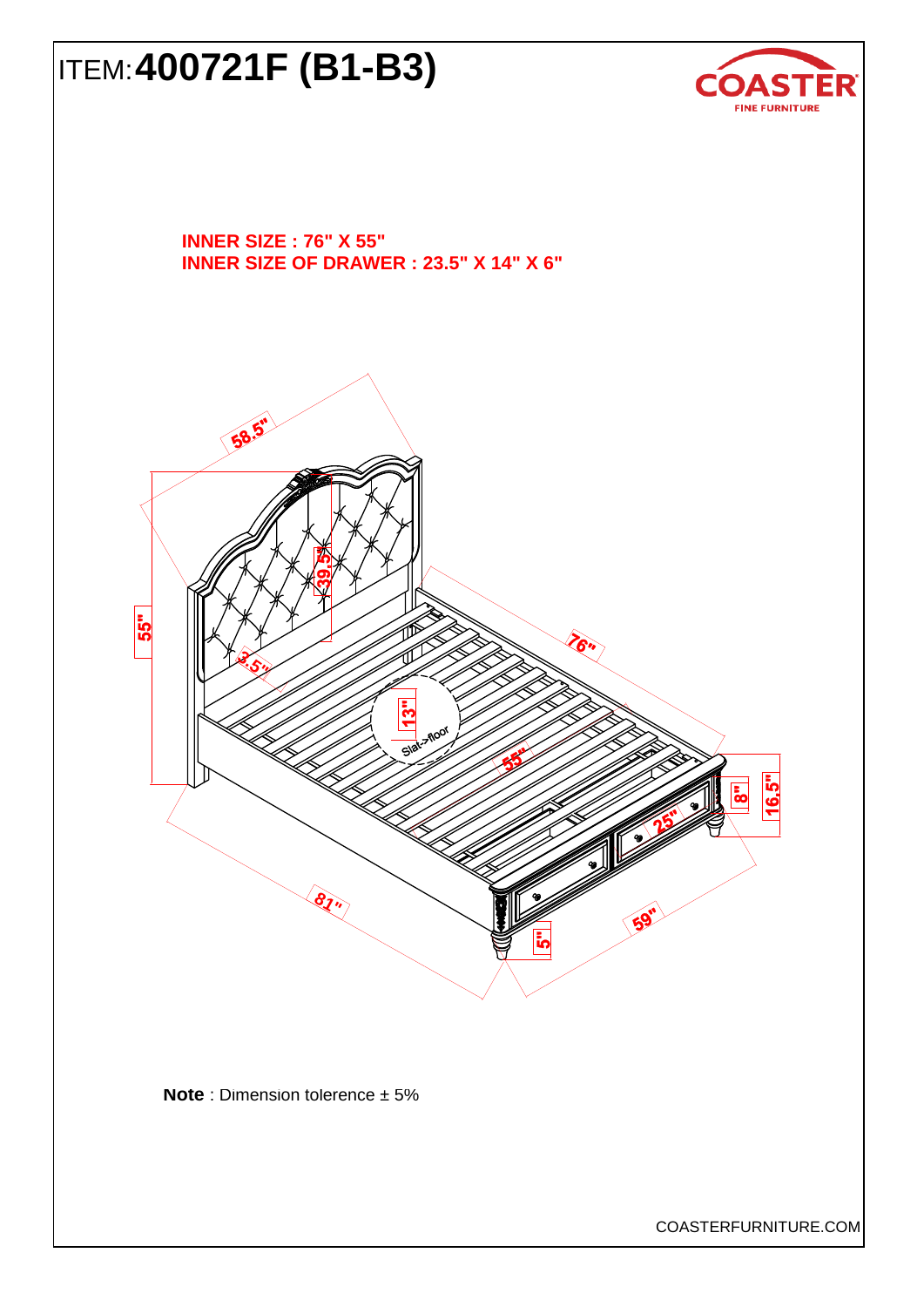# ITEM: 400721F (B1-B3)

COASTER
FINE FURNITURE

**INNER SIZE : 76" X 55"**
**INNER SIZE OF DRAWER : 23.5" X 14" X 6"**

58.5"
55"
39.5"
3.5"
13"
Slat->floor
76"
55"
8"
16.5"
25"
81"
5"
59"

**Note** : Dimension tolerence ± 5%

COASTERFURNITURE.COM